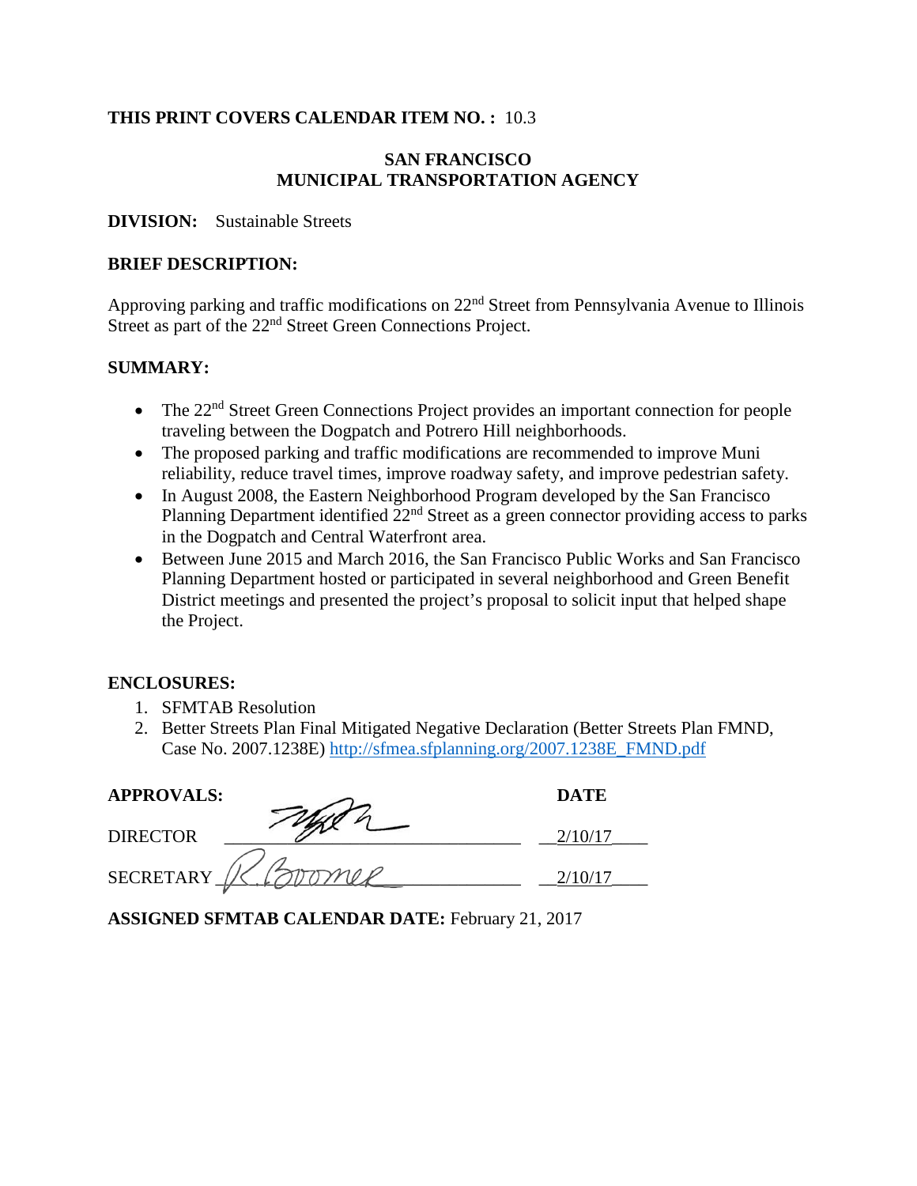**THIS PRINT COVERS CALENDAR ITEM NO. :** 10.3

**SAN FRANCISCO**
**MUNICIPAL TRANSPORTATION AGENCY**

**DIVISION:** Sustainable Streets

**BRIEF DESCRIPTION:**

Approving parking and traffic modifications on 22nd Street from Pennsylvania Avenue to Illinois Street as part of the 22nd Street Green Connections Project.

**SUMMARY:**

- The 22nd Street Green Connections Project provides an important connection for people traveling between the Dogpatch and Potrero Hill neighborhoods.
- The proposed parking and traffic modifications are recommended to improve Muni reliability, reduce travel times, improve roadway safety, and improve pedestrian safety.
- In August 2008, the Eastern Neighborhood Program developed by the San Francisco Planning Department identified 22nd Street as a green connector providing access to parks in the Dogpatch and Central Waterfront area.
- Between June 2015 and March 2016, the San Francisco Public Works and San Francisco Planning Department hosted or participated in several neighborhood and Green Benefit District meetings and presented the project's proposal to solicit input that helped shape the Project.

**ENCLOSURES:**

1. SFMTAB Resolution
2. Better Streets Plan Final Mitigated Negative Declaration (Better Streets Plan FMND, Case No. 2007.1238E) http://sfmea.sfplanning.org/2007.1238E_FMND.pdf

| **APPROVALS:** | | **DATE** |
|---|---|---|
| DIRECTOR | [signature] | 2/10/17 |
| SECRETARY | R. Boomer | 2/10/17 |

**ASSIGNED SFMTAB CALENDAR DATE:** February 21, 2017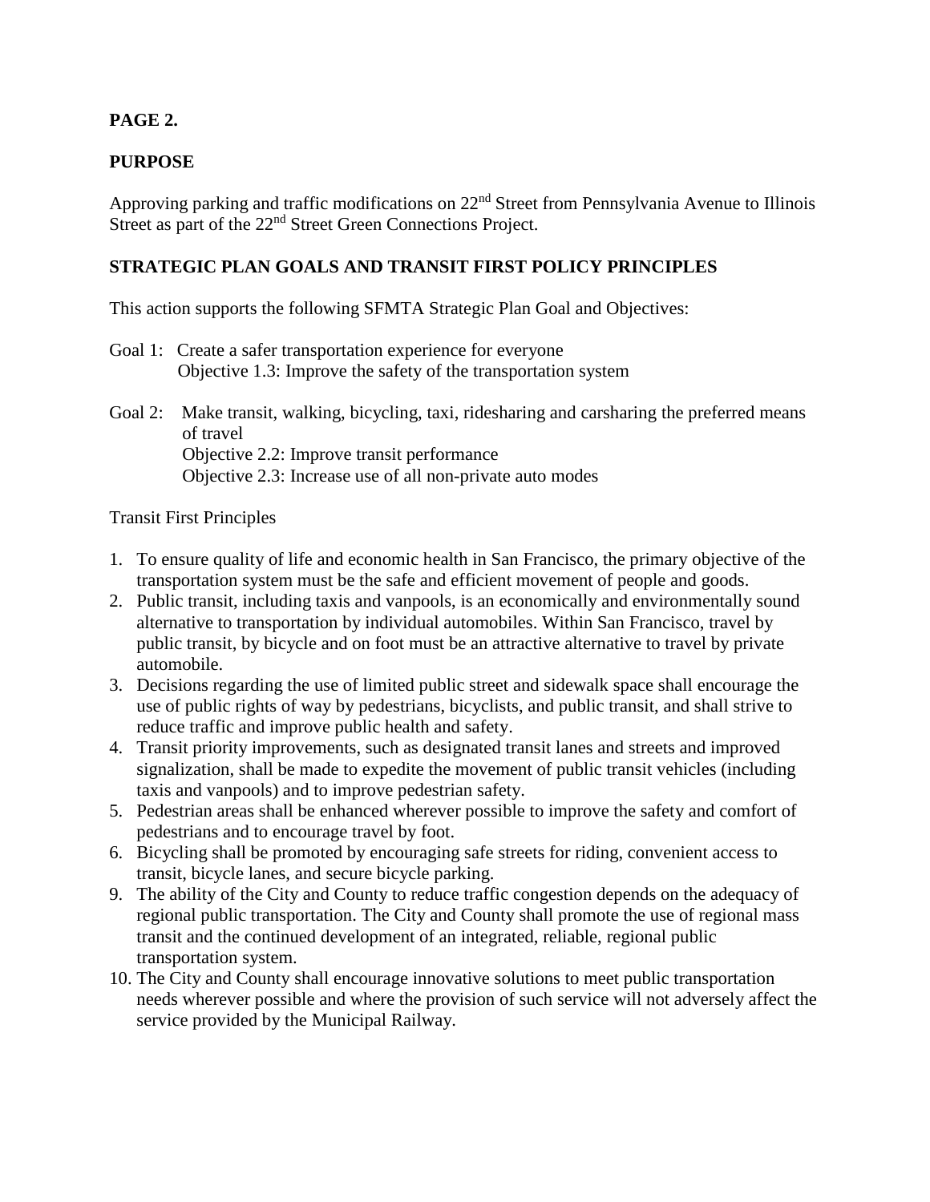**PAGE 2.**

**PURPOSE**

Approving parking and traffic modifications on 22nd Street from Pennsylvania Avenue to Illinois Street as part of the 22nd Street Green Connections Project.

**STRATEGIC PLAN GOALS AND TRANSIT FIRST POLICY PRINCIPLES**

This action supports the following SFMTA Strategic Plan Goal and Objectives:

Goal 1: Create a safer transportation experience for everyone
Objective 1.3: Improve the safety of the transportation system

Goal 2: Make transit, walking, bicycling, taxi, ridesharing and carsharing the preferred means of travel
Objective 2.2: Improve transit performance
Objective 2.3: Increase use of all non-private auto modes

Transit First Principles

1. To ensure quality of life and economic health in San Francisco, the primary objective of the transportation system must be the safe and efficient movement of people and goods.
2. Public transit, including taxis and vanpools, is an economically and environmentally sound alternative to transportation by individual automobiles. Within San Francisco, travel by public transit, by bicycle and on foot must be an attractive alternative to travel by private automobile.
3. Decisions regarding the use of limited public street and sidewalk space shall encourage the use of public rights of way by pedestrians, bicyclists, and public transit, and shall strive to reduce traffic and improve public health and safety.
4. Transit priority improvements, such as designated transit lanes and streets and improved signalization, shall be made to expedite the movement of public transit vehicles (including taxis and vanpools) and to improve pedestrian safety.
5. Pedestrian areas shall be enhanced wherever possible to improve the safety and comfort of pedestrians and to encourage travel by foot.
6. Bicycling shall be promoted by encouraging safe streets for riding, convenient access to transit, bicycle lanes, and secure bicycle parking.
9. The ability of the City and County to reduce traffic congestion depends on the adequacy of regional public transportation. The City and County shall promote the use of regional mass transit and the continued development of an integrated, reliable, regional public transportation system.
10. The City and County shall encourage innovative solutions to meet public transportation needs wherever possible and where the provision of such service will not adversely affect the service provided by the Municipal Railway.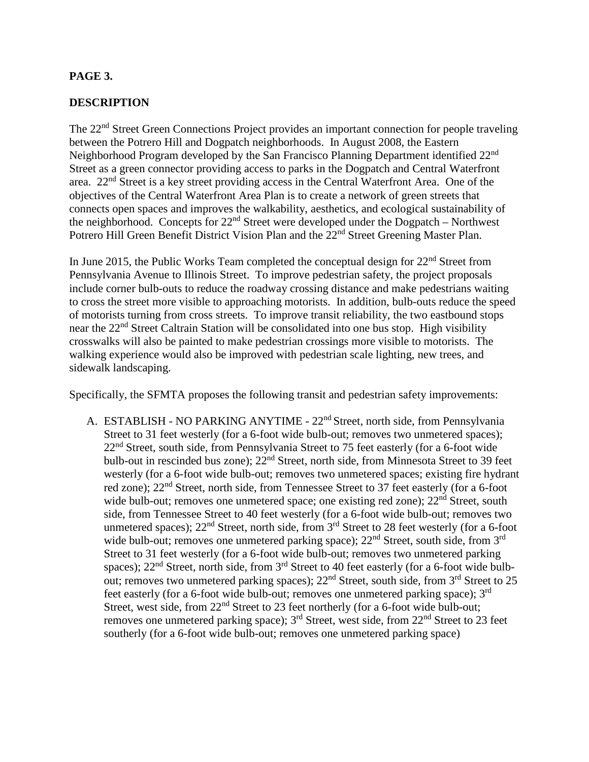**PAGE 3.**

**DESCRIPTION**

The 22nd Street Green Connections Project provides an important connection for people traveling between the Potrero Hill and Dogpatch neighborhoods. In August 2008, the Eastern Neighborhood Program developed by the San Francisco Planning Department identified 22nd Street as a green connector providing access to parks in the Dogpatch and Central Waterfront area. 22nd Street is a key street providing access in the Central Waterfront Area. One of the objectives of the Central Waterfront Area Plan is to create a network of green streets that connects open spaces and improves the walkability, aesthetics, and ecological sustainability of the neighborhood. Concepts for 22nd Street were developed under the Dogpatch – Northwest Potrero Hill Green Benefit District Vision Plan and the 22nd Street Greening Master Plan.

In June 2015, the Public Works Team completed the conceptual design for 22nd Street from Pennsylvania Avenue to Illinois Street. To improve pedestrian safety, the project proposals include corner bulb-outs to reduce the roadway crossing distance and make pedestrians waiting to cross the street more visible to approaching motorists. In addition, bulb-outs reduce the speed of motorists turning from cross streets. To improve transit reliability, the two eastbound stops near the 22nd Street Caltrain Station will be consolidated into one bus stop. High visibility crosswalks will also be painted to make pedestrian crossings more visible to motorists. The walking experience would also be improved with pedestrian scale lighting, new trees, and sidewalk landscaping.

Specifically, the SFMTA proposes the following transit and pedestrian safety improvements:

A. ESTABLISH - NO PARKING ANYTIME - 22nd Street, north side, from Pennsylvania Street to 31 feet westerly (for a 6-foot wide bulb-out; removes two unmetered spaces); 22nd Street, south side, from Pennsylvania Street to 75 feet easterly (for a 6-foot wide bulb-out in rescinded bus zone); 22nd Street, north side, from Minnesota Street to 39 feet westerly (for a 6-foot wide bulb-out; removes two unmetered spaces; existing fire hydrant red zone); 22nd Street, north side, from Tennessee Street to 37 feet easterly (for a 6-foot wide bulb-out; removes one unmetered space; one existing red zone); 22nd Street, south side, from Tennessee Street to 40 feet westerly (for a 6-foot wide bulb-out; removes two unmetered spaces); 22nd Street, north side, from 3rd Street to 28 feet westerly (for a 6-foot wide bulb-out; removes one unmetered parking space); 22nd Street, south side, from 3rd Street to 31 feet westerly (for a 6-foot wide bulb-out; removes two unmetered parking spaces); 22nd Street, north side, from 3rd Street to 40 feet easterly (for a 6-foot wide bulb-out; removes two unmetered parking spaces); 22nd Street, south side, from 3rd Street to 25 feet easterly (for a 6-foot wide bulb-out; removes one unmetered parking space); 3rd Street, west side, from 22nd Street to 23 feet northerly (for a 6-foot wide bulb-out; removes one unmetered parking space); 3rd Street, west side, from 22nd Street to 23 feet southerly (for a 6-foot wide bulb-out; removes one unmetered parking space)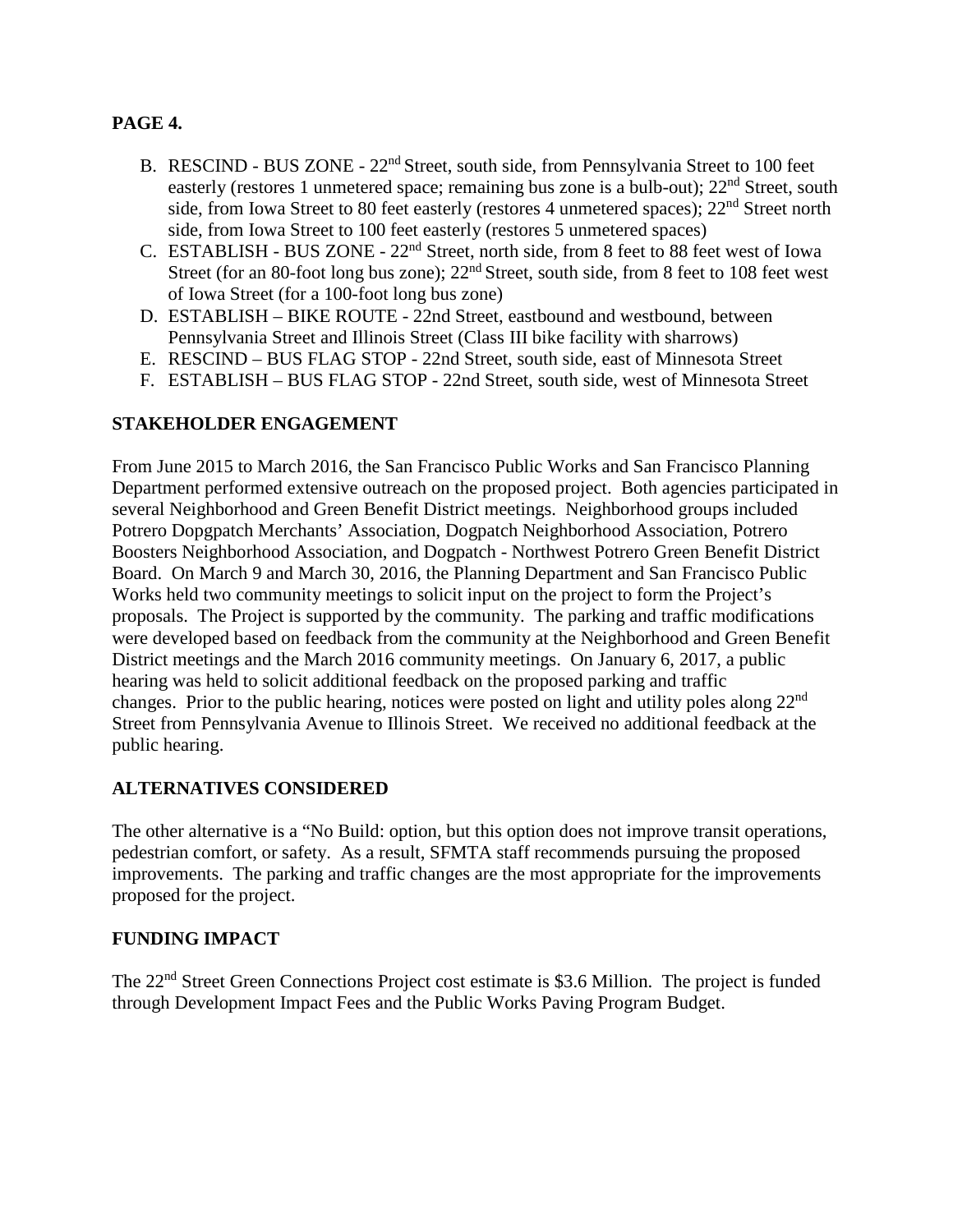**PAGE 4.**

B. RESCIND - BUS ZONE - 22nd Street, south side, from Pennsylvania Street to 100 feet easterly (restores 1 unmetered space; remaining bus zone is a bulb-out); 22nd Street, south side, from Iowa Street to 80 feet easterly (restores 4 unmetered spaces); 22nd Street north side, from Iowa Street to 100 feet easterly (restores 5 unmetered spaces)
C. ESTABLISH - BUS ZONE - 22nd Street, north side, from 8 feet to 88 feet west of Iowa Street (for an 80-foot long bus zone); 22nd Street, south side, from 8 feet to 108 feet west of Iowa Street (for a 100-foot long bus zone)
D. ESTABLISH – BIKE ROUTE - 22nd Street, eastbound and westbound, between Pennsylvania Street and Illinois Street (Class III bike facility with sharrows)
E. RESCIND – BUS FLAG STOP - 22nd Street, south side, east of Minnesota Street
F. ESTABLISH – BUS FLAG STOP - 22nd Street, south side, west of Minnesota Street

## STAKEHOLDER ENGAGEMENT

From June 2015 to March 2016, the San Francisco Public Works and San Francisco Planning Department performed extensive outreach on the proposed project. Both agencies participated in several Neighborhood and Green Benefit District meetings. Neighborhood groups included Potrero Dopgpatch Merchants' Association, Dogpatch Neighborhood Association, Potrero Boosters Neighborhood Association, and Dogpatch - Northwest Potrero Green Benefit District Board. On March 9 and March 30, 2016, the Planning Department and San Francisco Public Works held two community meetings to solicit input on the project to form the Project's proposals. The Project is supported by the community. The parking and traffic modifications were developed based on feedback from the community at the Neighborhood and Green Benefit District meetings and the March 2016 community meetings. On January 6, 2017, a public hearing was held to solicit additional feedback on the proposed parking and traffic changes. Prior to the public hearing, notices were posted on light and utility poles along 22nd Street from Pennsylvania Avenue to Illinois Street. We received no additional feedback at the public hearing.

## ALTERNATIVES CONSIDERED

The other alternative is a "No Build: option, but this option does not improve transit operations, pedestrian comfort, or safety. As a result, SFMTA staff recommends pursuing the proposed improvements. The parking and traffic changes are the most appropriate for the improvements proposed for the project.

## FUNDING IMPACT

The 22nd Street Green Connections Project cost estimate is $3.6 Million. The project is funded through Development Impact Fees and the Public Works Paving Program Budget.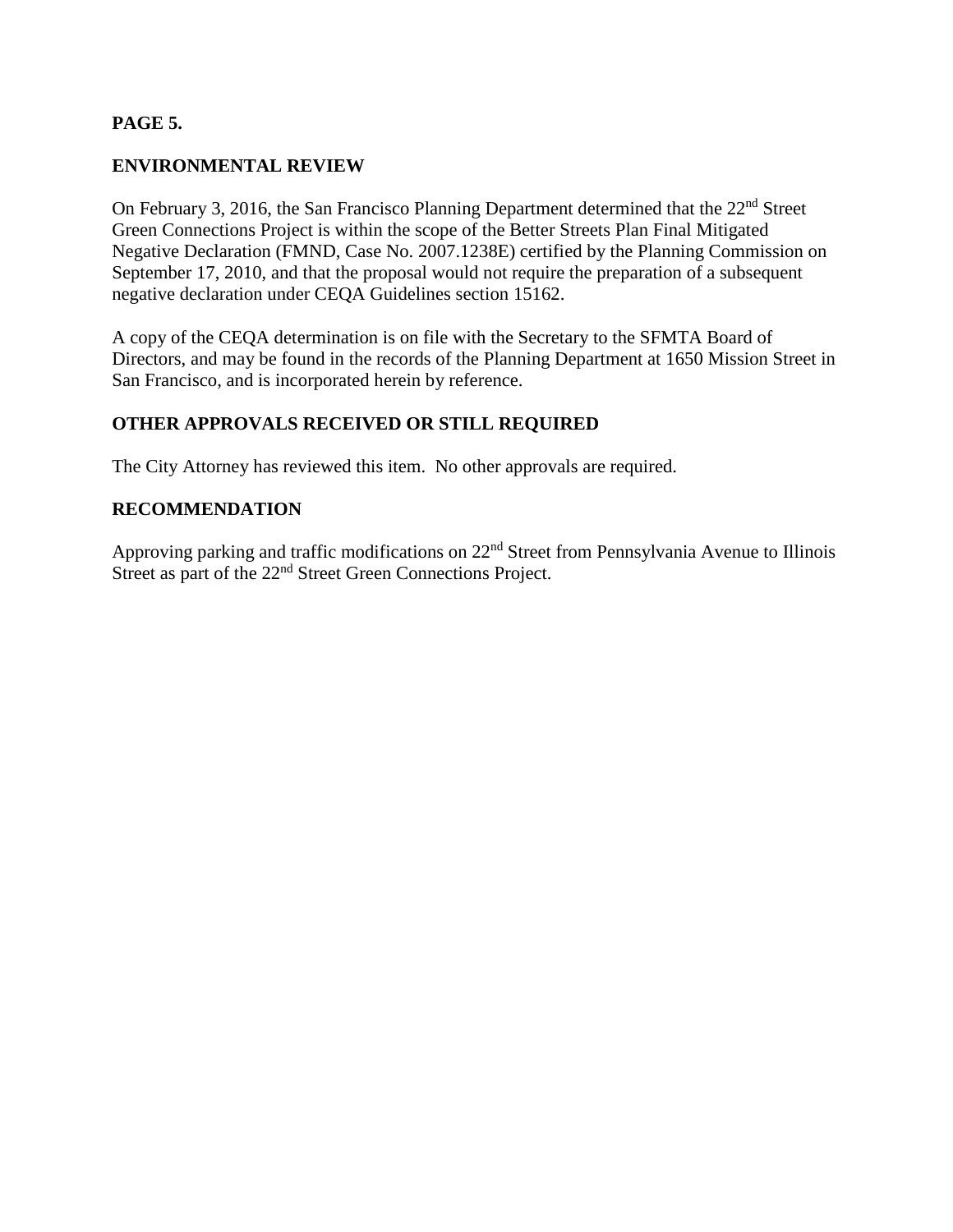## ENVIRONMENTAL REVIEW

On February 3, 2016, the San Francisco Planning Department determined that the 22nd Street Green Connections Project is within the scope of the Better Streets Plan Final Mitigated Negative Declaration (FMND, Case No. 2007.1238E) certified by the Planning Commission on September 17, 2010, and that the proposal would not require the preparation of a subsequent negative declaration under CEQA Guidelines section 15162.

A copy of the CEQA determination is on file with the Secretary to the SFMTA Board of Directors, and may be found in the records of the Planning Department at 1650 Mission Street in San Francisco, and is incorporated herein by reference.

## OTHER APPROVALS RECEIVED OR STILL REQUIRED

The City Attorney has reviewed this item. No other approvals are required.

## RECOMMENDATION

Approving parking and traffic modifications on 22nd Street from Pennsylvania Avenue to Illinois Street as part of the 22nd Street Green Connections Project.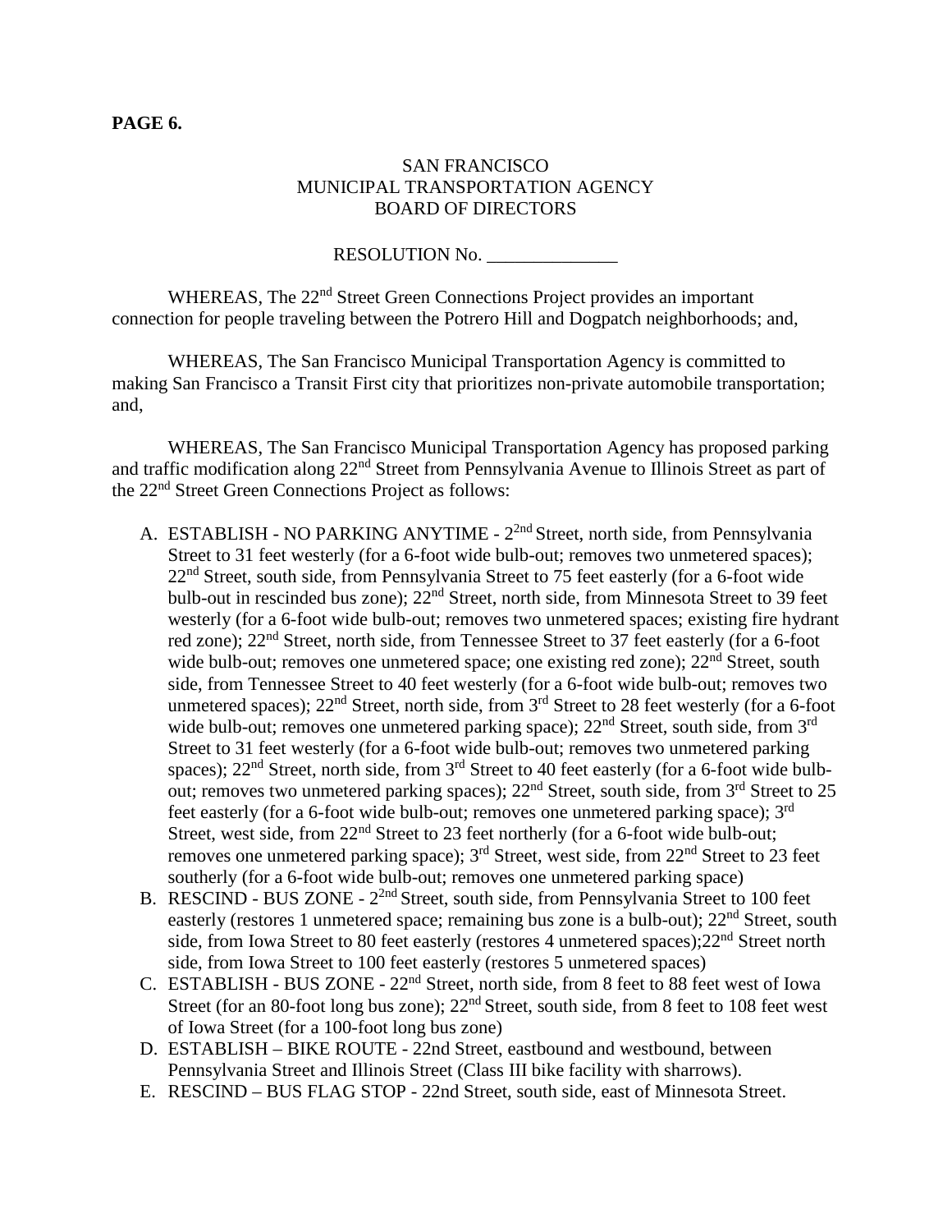**PAGE 6.**

SAN FRANCISCO
MUNICIPAL TRANSPORTATION AGENCY
BOARD OF DIRECTORS

RESOLUTION No. ______________

WHEREAS, The 22nd Street Green Connections Project provides an important connection for people traveling between the Potrero Hill and Dogpatch neighborhoods; and,

WHEREAS, The San Francisco Municipal Transportation Agency is committed to making San Francisco a Transit First city that prioritizes non-private automobile transportation; and,

WHEREAS, The San Francisco Municipal Transportation Agency has proposed parking and traffic modification along 22nd Street from Pennsylvania Avenue to Illinois Street as part of the 22nd Street Green Connections Project as follows:

A. ESTABLISH - NO PARKING ANYTIME - 22nd Street, north side, from Pennsylvania Street to 31 feet westerly (for a 6-foot wide bulb-out; removes two unmetered spaces); 22nd Street, south side, from Pennsylvania Street to 75 feet easterly (for a 6-foot wide bulb-out in rescinded bus zone); 22nd Street, north side, from Minnesota Street to 39 feet westerly (for a 6-foot wide bulb-out; removes two unmetered spaces; existing fire hydrant red zone); 22nd Street, north side, from Tennessee Street to 37 feet easterly (for a 6-foot wide bulb-out; removes one unmetered space; one existing red zone); 22nd Street, south side, from Tennessee Street to 40 feet westerly (for a 6-foot wide bulb-out; removes two unmetered spaces); 22nd Street, north side, from 3rd Street to 28 feet westerly (for a 6-foot wide bulb-out; removes one unmetered parking space); 22nd Street, south side, from 3rd Street to 31 feet westerly (for a 6-foot wide bulb-out; removes two unmetered parking spaces); 22nd Street, north side, from 3rd Street to 40 feet easterly (for a 6-foot wide bulb-out; removes two unmetered parking spaces); 22nd Street, south side, from 3rd Street to 25 feet easterly (for a 6-foot wide bulb-out; removes one unmetered parking space); 3rd Street, west side, from 22nd Street to 23 feet northerly (for a 6-foot wide bulb-out; removes one unmetered parking space); 3rd Street, west side, from 22nd Street to 23 feet southerly (for a 6-foot wide bulb-out; removes one unmetered parking space)
B. RESCIND - BUS ZONE - 22nd Street, south side, from Pennsylvania Street to 100 feet easterly (restores 1 unmetered space; remaining bus zone is a bulb-out); 22nd Street, south side, from Iowa Street to 80 feet easterly (restores 4 unmetered spaces);22nd Street north side, from Iowa Street to 100 feet easterly (restores 5 unmetered spaces)
C. ESTABLISH - BUS ZONE - 22nd Street, north side, from 8 feet to 88 feet west of Iowa Street (for an 80-foot long bus zone); 22nd Street, south side, from 8 feet to 108 feet west of Iowa Street (for a 100-foot long bus zone)
D. ESTABLISH – BIKE ROUTE - 22nd Street, eastbound and westbound, between Pennsylvania Street and Illinois Street (Class III bike facility with sharrows).
E. RESCIND – BUS FLAG STOP - 22nd Street, south side, east of Minnesota Street.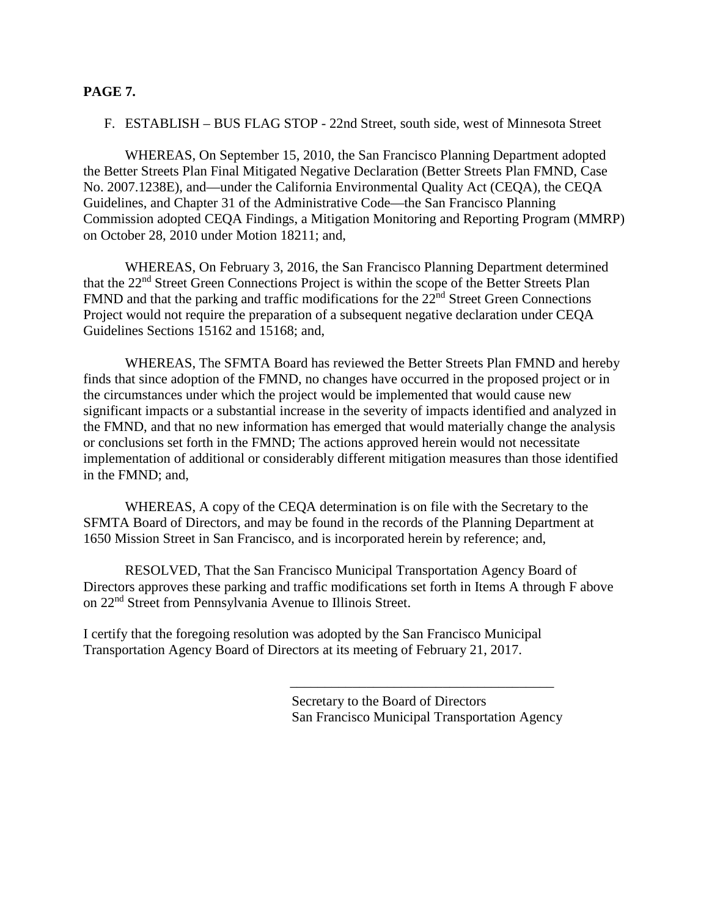**PAGE 7.**

F. ESTABLISH – BUS FLAG STOP - 22nd Street, south side, west of Minnesota Street

WHEREAS, On September 15, 2010, the San Francisco Planning Department adopted the Better Streets Plan Final Mitigated Negative Declaration (Better Streets Plan FMND, Case No. 2007.1238E), and—under the California Environmental Quality Act (CEQA), the CEQA Guidelines, and Chapter 31 of the Administrative Code—the San Francisco Planning Commission adopted CEQA Findings, a Mitigation Monitoring and Reporting Program (MMRP) on October 28, 2010 under Motion 18211; and,

WHEREAS, On February 3, 2016, the San Francisco Planning Department determined that the 22nd Street Green Connections Project is within the scope of the Better Streets Plan FMND and that the parking and traffic modifications for the 22nd Street Green Connections Project would not require the preparation of a subsequent negative declaration under CEQA Guidelines Sections 15162 and 15168; and,

WHEREAS, The SFMTA Board has reviewed the Better Streets Plan FMND and hereby finds that since adoption of the FMND, no changes have occurred in the proposed project or in the circumstances under which the project would be implemented that would cause new significant impacts or a substantial increase in the severity of impacts identified and analyzed in the FMND, and that no new information has emerged that would materially change the analysis or conclusions set forth in the FMND; The actions approved herein would not necessitate implementation of additional or considerably different mitigation measures than those identified in the FMND; and,

WHEREAS, A copy of the CEQA determination is on file with the Secretary to the SFMTA Board of Directors, and may be found in the records of the Planning Department at 1650 Mission Street in San Francisco, and is incorporated herein by reference; and,

RESOLVED, That the San Francisco Municipal Transportation Agency Board of Directors approves these parking and traffic modifications set forth in Items A through F above on 22nd Street from Pennsylvania Avenue to Illinois Street.

I certify that the foregoing resolution was adopted by the San Francisco Municipal Transportation Agency Board of Directors at its meeting of February 21, 2017.

\_\_\_\_\_\_\_\_\_\_\_\_\_\_\_\_\_\_\_\_\_\_\_\_\_\_\_\_\_\_\_\_\_\_\_\_\_\_

Secretary to the Board of Directors
San Francisco Municipal Transportation Agency